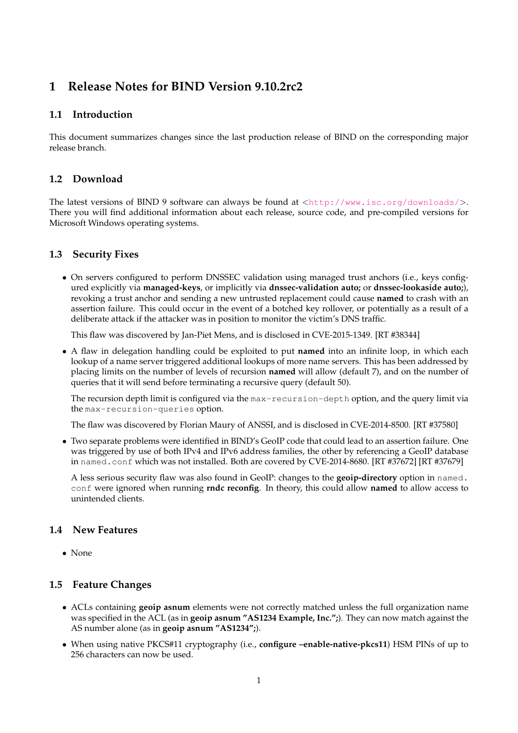# 1 Release Notes for BIND Version 9.10.2rc2

## 1.1 Introduction

This document summarizes changes since the last production release of BIND on the corresponding major release branch.

## 1.2 Download

The latest versions of BIND 9 software can always be found at <http://www.isc.org/downloads/>. There you will find additional information about each release, source code, and pre-compiled versions for Microsoft Windows operating systems.

## 1.3 Security Fixes

- On servers configured to perform DNSSEC validation using managed trust anchors (i.e., keys configured explicitly via **managed-keys**, or implicitly via **dnssec-validation auto;** or **dnssec-lookaside auto;**), revoking a trust anchor and sending a new untrusted replacement could cause **named** to crash with an assertion failure. This could occur in the event of a botched key rollover, or potentially as a result of a deliberate attack if the attacker was in position to monitor the victim's DNS traffic.

  This flaw was discovered by Jan-Piet Mens, and is disclosed in CVE-2015-1349. [RT #38344]

- A flaw in delegation handling could be exploited to put **named** into an infinite loop, in which each lookup of a name server triggered additional lookups of more name servers. This has been addressed by placing limits on the number of levels of recursion **named** will allow (default 7), and on the number of queries that it will send before terminating a recursive query (default 50).

  The recursion depth limit is configured via the `max-recursion-depth` option, and the query limit via the `max-recursion-queries` option.

  The flaw was discovered by Florian Maury of ANSSI, and is disclosed in CVE-2014-8500. [RT #37580]

- Two separate problems were identified in BIND's GeoIP code that could lead to an assertion failure. One was triggered by use of both IPv4 and IPv6 address families, the other by referencing a GeoIP database in `named.conf` which was not installed. Both are covered by CVE-2014-8680. [RT #37672] [RT #37679]

  A less serious security flaw was also found in GeoIP: changes to the **geoip-directory** option in `named.conf` were ignored when running **rndc reconfig**. In theory, this could allow **named** to allow access to unintended clients.

## 1.4 New Features

- None

## 1.5 Feature Changes

- ACLs containing **geoip asnum** elements were not correctly matched unless the full organization name was specified in the ACL (as in **geoip asnum "AS1234 Example, Inc.";**). They can now match against the AS number alone (as in **geoip asnum "AS1234";**).

- When using native PKCS#11 cryptography (i.e., **configure --enable-native-pkcs11**) HSM PINs of up to 256 characters can now be used.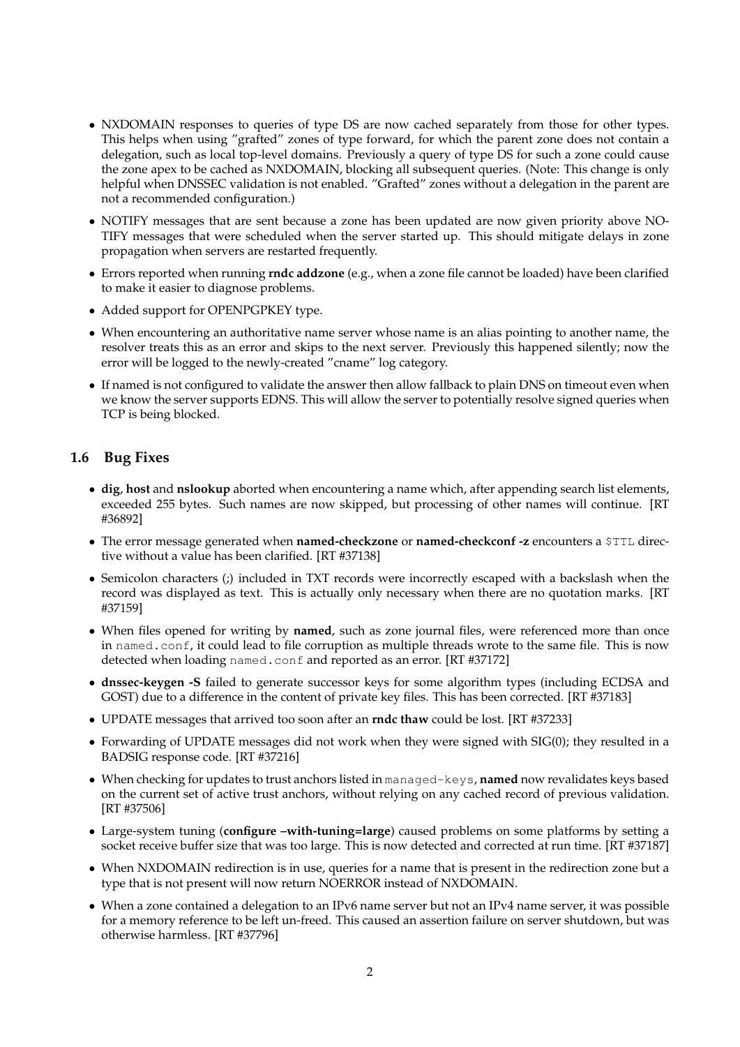- NXDOMAIN responses to queries of type DS are now cached separately from those for other types. This helps when using "grafted" zones of type forward, for which the parent zone does not contain a delegation, such as local top-level domains. Previously a query of type DS for such a zone could cause the zone apex to be cached as NXDOMAIN, blocking all subsequent queries. (Note: This change is only helpful when DNSSEC validation is not enabled. "Grafted" zones without a delegation in the parent are not a recommended configuration.)
- NOTIFY messages that are sent because a zone has been updated are now given priority above NOTIFY messages that were scheduled when the server started up. This should mitigate delays in zone propagation when servers are restarted frequently.
- Errors reported when running **rndc addzone** (e.g., when a zone file cannot be loaded) have been clarified to make it easier to diagnose problems.
- Added support for OPENPGPKEY type.
- When encountering an authoritative name server whose name is an alias pointing to another name, the resolver treats this as an error and skips to the next server. Previously this happened silently; now the error will be logged to the newly-created "cname" log category.
- If named is not configured to validate the answer then allow fallback to plain DNS on timeout even when we know the server supports EDNS. This will allow the server to potentially resolve signed queries when TCP is being blocked.

## 1.6 Bug Fixes

- **dig**, **host** and **nslookup** aborted when encountering a name which, after appending search list elements, exceeded 255 bytes. Such names are now skipped, but processing of other names will continue. [RT #36892]
- The error message generated when **named-checkzone** or **named-checkconf -z** encounters a `$TTL` directive without a value has been clarified. [RT #37138]
- Semicolon characters (;) included in TXT records were incorrectly escaped with a backslash when the record was displayed as text. This is actually only necessary when there are no quotation marks. [RT #37159]
- When files opened for writing by **named**, such as zone journal files, were referenced more than once in `named.conf`, it could lead to file corruption as multiple threads wrote to the same file. This is now detected when loading `named.conf` and reported as an error. [RT #37172]
- **dnssec-keygen -S** failed to generate successor keys for some algorithm types (including ECDSA and GOST) due to a difference in the content of private key files. This has been corrected. [RT #37183]
- UPDATE messages that arrived too soon after an **rndc thaw** could be lost. [RT #37233]
- Forwarding of UPDATE messages did not work when they were signed with SIG(0); they resulted in a BADSIG response code. [RT #37216]
- When checking for updates to trust anchors listed in `managed-keys`, **named** now revalidates keys based on the current set of active trust anchors, without relying on any cached record of previous validation. [RT #37506]
- Large-system tuning (**configure --with-tuning=large**) caused problems on some platforms by setting a socket receive buffer size that was too large. This is now detected and corrected at run time. [RT #37187]
- When NXDOMAIN redirection is in use, queries for a name that is present in the redirection zone but a type that is not present will now return NOERROR instead of NXDOMAIN.
- When a zone contained a delegation to an IPv6 name server but not an IPv4 name server, it was possible for a memory reference to be left un-freed. This caused an assertion failure on server shutdown, but was otherwise harmless. [RT #37796]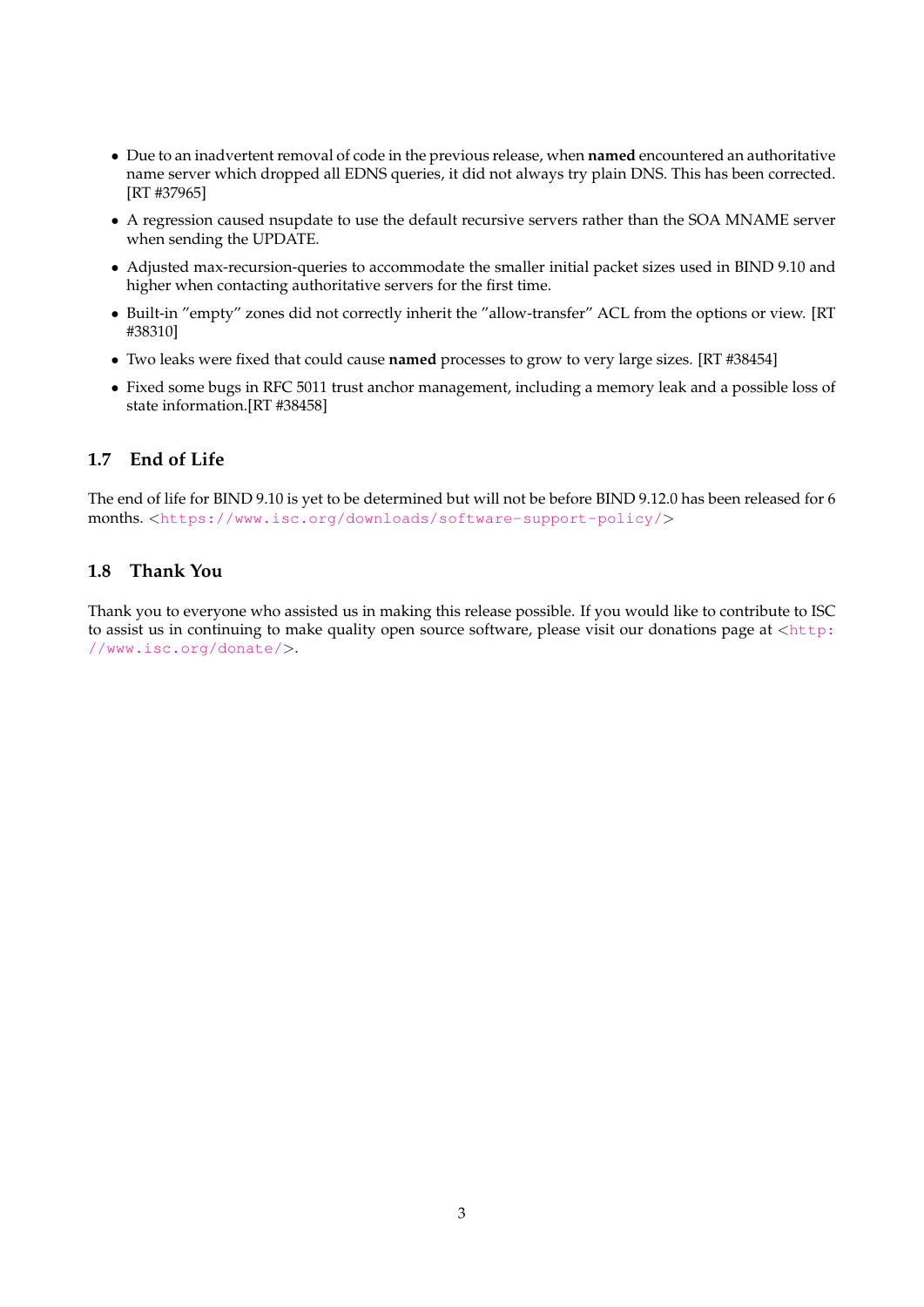- Due to an inadvertent removal of code in the previous release, when **named** encountered an authoritative name server which dropped all EDNS queries, it did not always try plain DNS. This has been corrected. [RT #37965]
- A regression caused nsupdate to use the default recursive servers rather than the SOA MNAME server when sending the UPDATE.
- Adjusted max-recursion-queries to accommodate the smaller initial packet sizes used in BIND 9.10 and higher when contacting authoritative servers for the first time.
- Built-in "empty" zones did not correctly inherit the "allow-transfer" ACL from the options or view. [RT #38310]
- Two leaks were fixed that could cause **named** processes to grow to very large sizes. [RT #38454]
- Fixed some bugs in RFC 5011 trust anchor management, including a memory leak and a possible loss of state information.[RT #38458]

## 1.7 End of Life

The end of life for BIND 9.10 is yet to be determined but will not be before BIND 9.12.0 has been released for 6 months. <https://www.isc.org/downloads/software-support-policy/>

## 1.8 Thank You

Thank you to everyone who assisted us in making this release possible. If you would like to contribute to ISC to assist us in continuing to make quality open source software, please visit our donations page at <http://www.isc.org/donate/>.